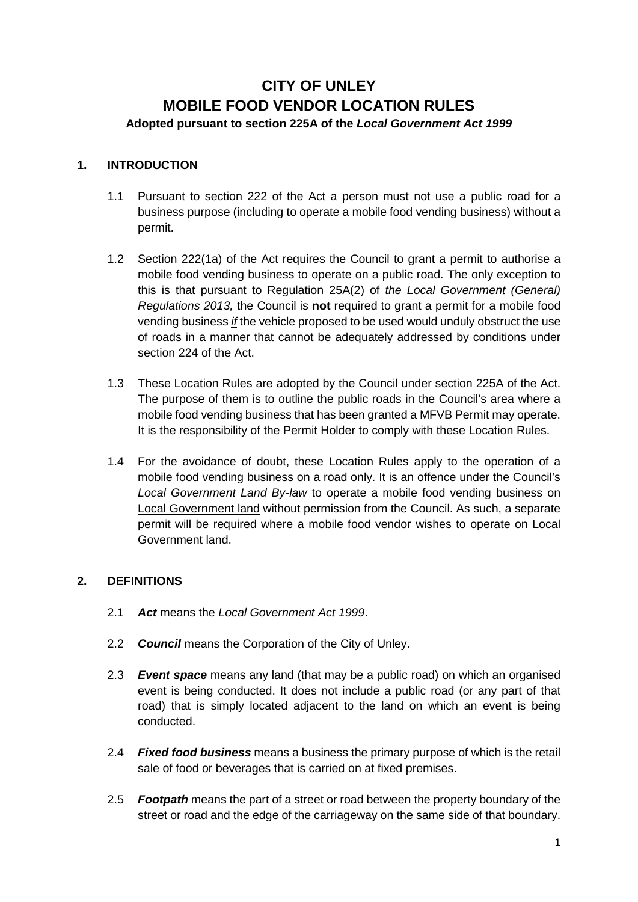# CITY OF UNLEY
# MOBILE FOOD VENDOR LOCATION RULES

**Adopted pursuant to section 225A of the *Local Government Act 1999***

## 1. INTRODUCTION

1.1 Pursuant to section 222 of the Act a person must not use a public road for a business purpose (including to operate a mobile food vending business) without a permit.

1.2 Section 222(1a) of the Act requires the Council to grant a permit to authorise a mobile food vending business to operate on a public road. The only exception to this is that pursuant to Regulation 25A(2) of *the Local Government (General) Regulations 2013,* the Council is **not** required to grant a permit for a mobile food vending business *if* the vehicle proposed to be used would unduly obstruct the use of roads in a manner that cannot be adequately addressed by conditions under section 224 of the Act.

1.3 These Location Rules are adopted by the Council under section 225A of the Act. The purpose of them is to outline the public roads in the Council's area where a mobile food vending business that has been granted a MFVB Permit may operate. It is the responsibility of the Permit Holder to comply with these Location Rules.

1.4 For the avoidance of doubt, these Location Rules apply to the operation of a mobile food vending business on a road only. It is an offence under the Council's *Local Government Land By-law* to operate a mobile food vending business on Local Government land without permission from the Council. As such, a separate permit will be required where a mobile food vendor wishes to operate on Local Government land.

## 2. DEFINITIONS

2.1 ***Act*** means the *Local Government Act 1999*.

2.2 ***Council*** means the Corporation of the City of Unley.

2.3 ***Event space*** means any land (that may be a public road) on which an organised event is being conducted. It does not include a public road (or any part of that road) that is simply located adjacent to the land on which an event is being conducted.

2.4 ***Fixed food business*** means a business the primary purpose of which is the retail sale of food or beverages that is carried on at fixed premises.

2.5 ***Footpath*** means the part of a street or road between the property boundary of the street or road and the edge of the carriageway on the same side of that boundary.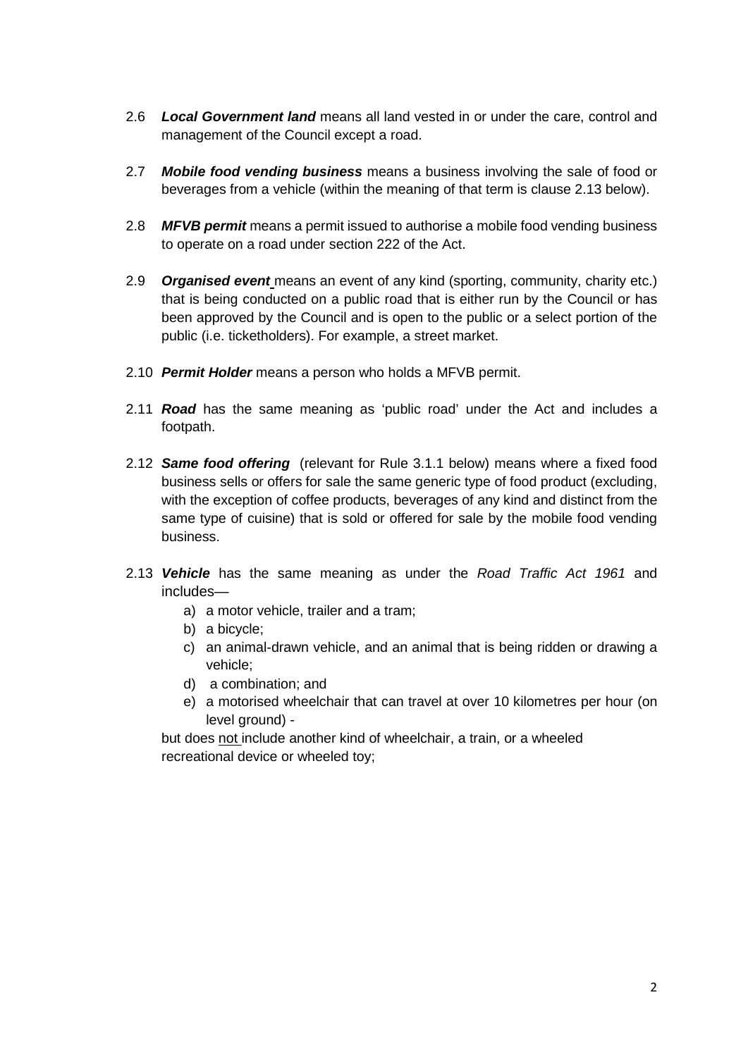2.6 ***Local Government land*** means all land vested in or under the care, control and management of the Council except a road.

2.7 ***Mobile food vending business*** means a business involving the sale of food or beverages from a vehicle (within the meaning of that term is clause 2.13 below).

2.8 ***MFVB permit*** means a permit issued to authorise a mobile food vending business to operate on a road under section 222 of the Act.

2.9 ***Organised event*** means an event of any kind (sporting, community, charity etc.) that is being conducted on a public road that is either run by the Council or has been approved by the Council and is open to the public or a select portion of the public (i.e. ticketholders). For example, a street market.

2.10 ***Permit Holder*** means a person who holds a MFVB permit.

2.11 ***Road*** has the same meaning as 'public road' under the Act and includes a footpath.

2.12 ***Same food offering*** (relevant for Rule 3.1.1 below) means where a fixed food business sells or offers for sale the same generic type of food product (excluding, with the exception of coffee products, beverages of any kind and distinct from the same type of cuisine) that is sold or offered for sale by the mobile food vending business.

2.13 ***Vehicle*** has the same meaning as under the *Road Traffic Act 1961* and includes—

a) a motor vehicle, trailer and a tram;
b) a bicycle;
c) an animal-drawn vehicle, and an animal that is being ridden or drawing a vehicle;
d) a combination; and
e) a motorised wheelchair that can travel at over 10 kilometres per hour (on level ground) -

but does not include another kind of wheelchair, a train, or a wheeled recreational device or wheeled toy;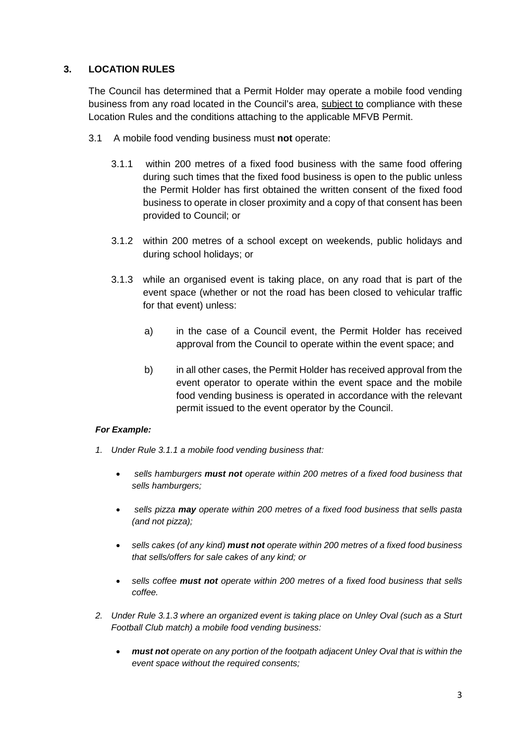## 3. LOCATION RULES

The Council has determined that a Permit Holder may operate a mobile food vending business from any road located in the Council's area, <u>subject to</u> compliance with these Location Rules and the conditions attaching to the applicable MFVB Permit.

3.1 A mobile food vending business must **not** operate:

3.1.1 within 200 metres of a fixed food business with the same food offering during such times that the fixed food business is open to the public unless the Permit Holder has first obtained the written consent of the fixed food business to operate in closer proximity and a copy of that consent has been provided to Council; or

3.1.2 within 200 metres of a school except on weekends, public holidays and during school holidays; or

3.1.3 while an organised event is taking place, on any road that is part of the event space (whether or not the road has been closed to vehicular traffic for that event) unless:

a) in the case of a Council event, the Permit Holder has received approval from the Council to operate within the event space; and

b) in all other cases, the Permit Holder has received approval from the event operator to operate within the event space and the mobile food vending business is operated in accordance with the relevant permit issued to the event operator by the Council.

***For Example:***

1. *Under Rule 3.1.1 a mobile food vending business that:*
   - *sells hamburgers **must not** operate within 200 metres of a fixed food business that sells hamburgers;*
   - *sells pizza **may** operate within 200 metres of a fixed food business that sells pasta (and not pizza);*
   - *sells cakes (of any kind) **must not** operate within 200 metres of a fixed food business that sells/offers for sale cakes of any kind; or*
   - *sells coffee **must not** operate within 200 metres of a fixed food business that sells coffee.*
2. *Under Rule 3.1.3 where an organized event is taking place on Unley Oval (such as a Sturt Football Club match) a mobile food vending business:*
   - ***must not** operate on any portion of the footpath adjacent Unley Oval that is within the event space without the required consents;*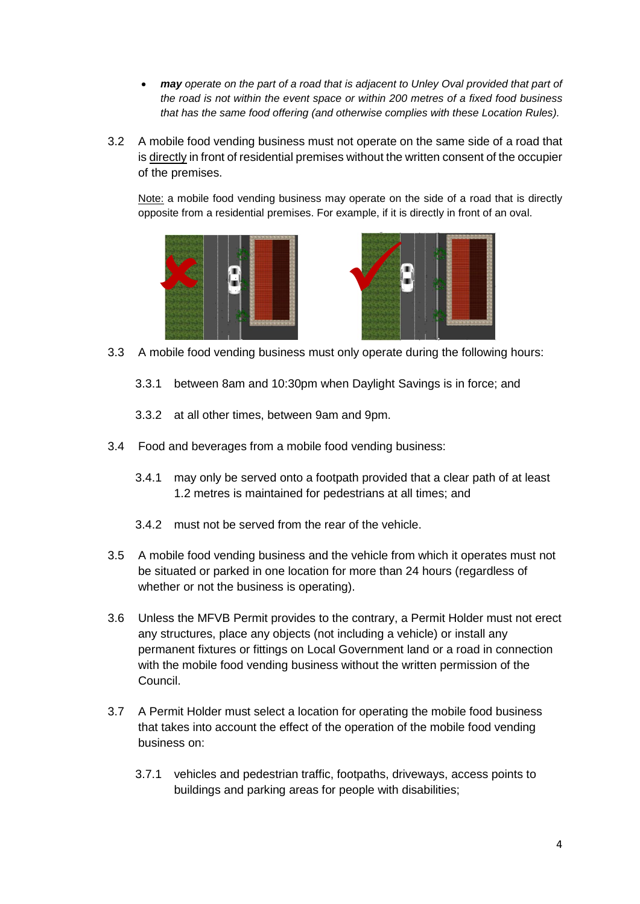- ***may*** *operate on the part of a road that is adjacent to Unley Oval provided that part of the road is not within the event space or within 200 metres of a fixed food business that has the same food offering (and otherwise complies with these Location Rules).*

3.2 A mobile food vending business must not operate on the same side of a road that is directly in front of residential premises without the written consent of the occupier of the premises.

Note: a mobile food vending business may operate on the side of a road that is directly opposite from a residential premises. For example, if it is directly in front of an oval.

3.3 A mobile food vending business must only operate during the following hours:

3.3.1 between 8am and 10:30pm when Daylight Savings is in force; and

3.3.2 at all other times, between 9am and 9pm.

3.4 Food and beverages from a mobile food vending business:

3.4.1 may only be served onto a footpath provided that a clear path of at least 1.2 metres is maintained for pedestrians at all times; and

3.4.2 must not be served from the rear of the vehicle.

3.5 A mobile food vending business and the vehicle from which it operates must not be situated or parked in one location for more than 24 hours (regardless of whether or not the business is operating).

3.6 Unless the MFVB Permit provides to the contrary, a Permit Holder must not erect any structures, place any objects (not including a vehicle) or install any permanent fixtures or fittings on Local Government land or a road in connection with the mobile food vending business without the written permission of the Council.

3.7 A Permit Holder must select a location for operating the mobile food business that takes into account the effect of the operation of the mobile food vending business on:

3.7.1 vehicles and pedestrian traffic, footpaths, driveways, access points to buildings and parking areas for people with disabilities;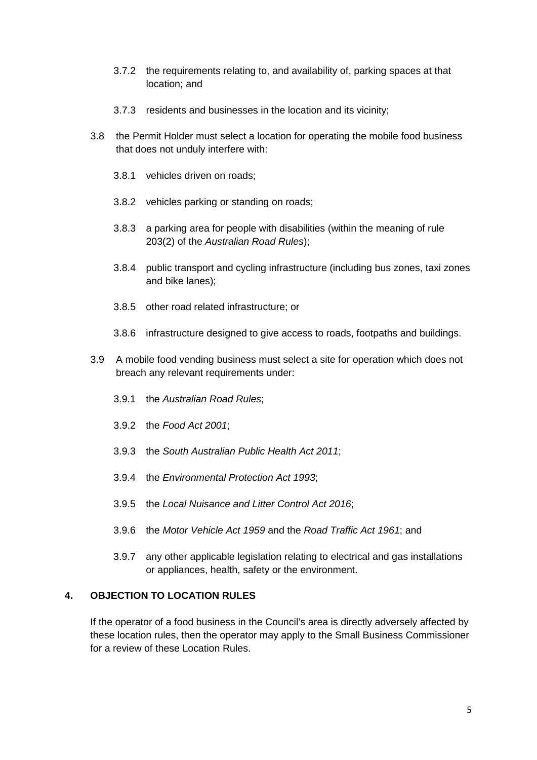3.7.2 the requirements relating to, and availability of, parking spaces at that location; and

3.7.3 residents and businesses in the location and its vicinity;

3.8 the Permit Holder must select a location for operating the mobile food business that does not unduly interfere with:

3.8.1 vehicles driven on roads;

3.8.2 vehicles parking or standing on roads;

3.8.3 a parking area for people with disabilities (within the meaning of rule 203(2) of the *Australian Road Rules*);

3.8.4 public transport and cycling infrastructure (including bus zones, taxi zones and bike lanes);

3.8.5 other road related infrastructure; or

3.8.6 infrastructure designed to give access to roads, footpaths and buildings.

3.9 A mobile food vending business must select a site for operation which does not breach any relevant requirements under:

3.9.1 the *Australian Road Rules*;

3.9.2 the *Food Act 2001*;

3.9.3 the *South Australian Public Health Act 2011*;

3.9.4 the *Environmental Protection Act 1993*;

3.9.5 the *Local Nuisance and Litter Control Act 2016*;

3.9.6 the *Motor Vehicle Act 1959* and the *Road Traffic Act 1961*; and

3.9.7 any other applicable legislation relating to electrical and gas installations or appliances, health, safety or the environment.

## 4. OBJECTION TO LOCATION RULES

If the operator of a food business in the Council's area is directly adversely affected by these location rules, then the operator may apply to the Small Business Commissioner for a review of these Location Rules.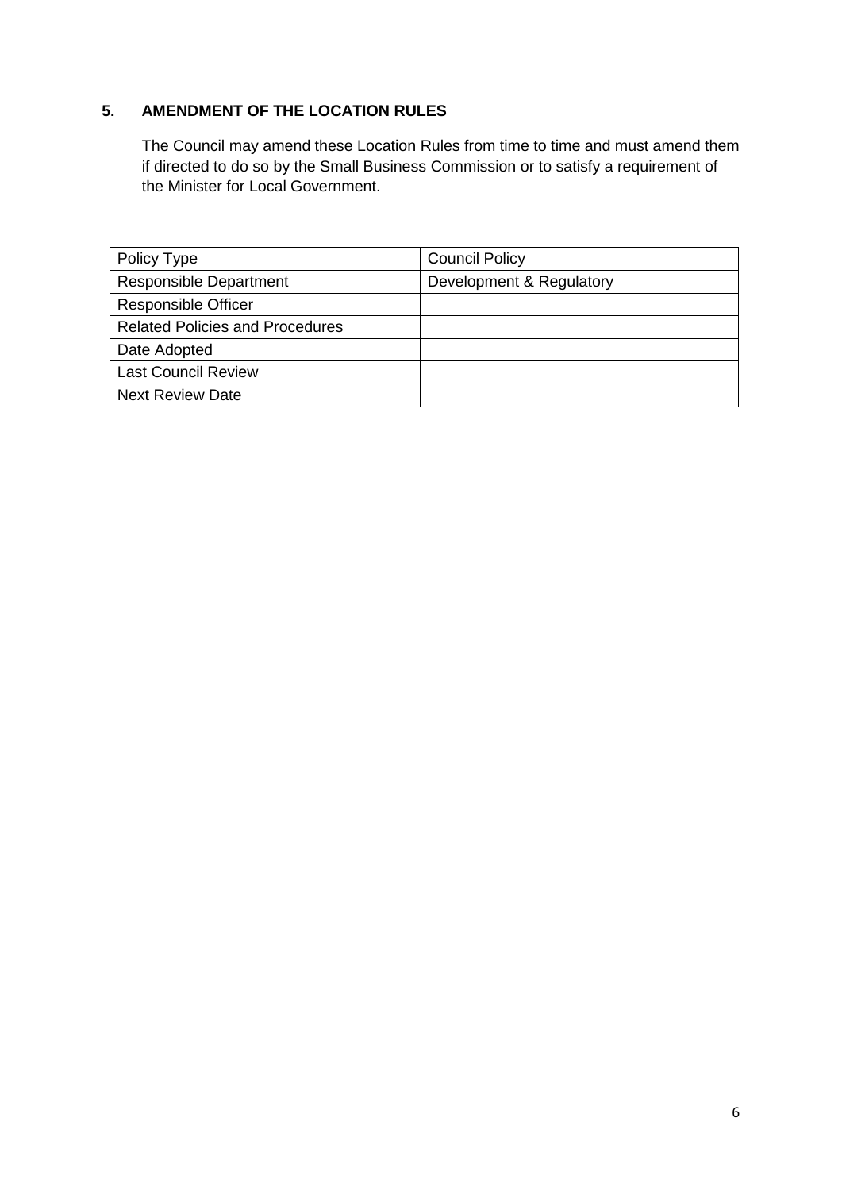## 5. AMENDMENT OF THE LOCATION RULES

The Council may amend these Location Rules from time to time and must amend them if directed to do so by the Small Business Commission or to satisfy a requirement of the Minister for Local Government.

| | |
|---|---|
| Policy Type | Council Policy |
| Responsible Department | Development & Regulatory |
| Responsible Officer | |
| Related Policies and Procedures | |
| Date Adopted | |
| Last Council Review | |
| Next Review Date | |